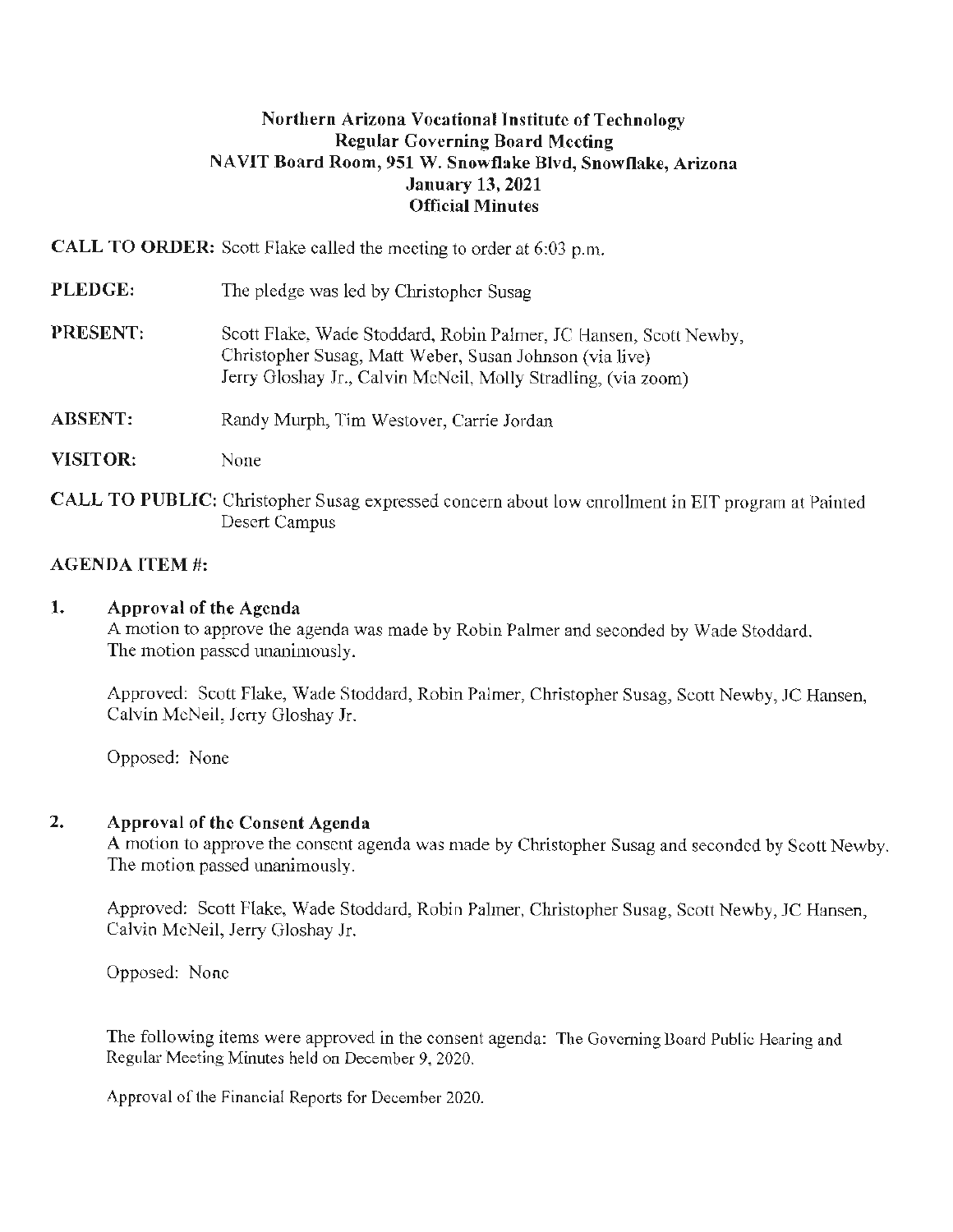**Northern Arizona Vocational Institute of Technology**
**Regular Governing Board Meeting**
**NAVIT Board Room, 951 W. Snowflake Blvd, Snowflake, Arizona**
**January 13, 2021**
**Official Minutes**

**CALL TO ORDER:** Scott Flake called the meeting to order at 6:03 p.m.

**PLEDGE:** The pledge was led by Christopher Susag

**PRESENT:** Scott Flake, Wade Stoddard, Robin Palmer, JC Hansen, Scott Newby, Christopher Susag, Matt Weber, Susan Johnson (via live) Jerry Gloshay Jr., Calvin McNeil, Molly Stradling, (via zoom)

**ABSENT:** Randy Murph, Tim Westover, Carrie Jordan

**VISITOR:** None

**CALL TO PUBLIC:** Christopher Susag expressed concern about low enrollment in EIT program at Painted Desert Campus

**AGENDA ITEM #:**

**1. Approval of the Agenda**

A motion to approve the agenda was made by Robin Palmer and seconded by Wade Stoddard. The motion passed unanimously.

Approved: Scott Flake, Wade Stoddard, Robin Palmer, Christopher Susag, Scott Newby, JC Hansen, Calvin McNeil, Jerry Gloshay Jr.

Opposed: None

**2. Approval of the Consent Agenda**

A motion to approve the consent agenda was made by Christopher Susag and seconded by Scott Newby. The motion passed unanimously.

Approved: Scott Flake, Wade Stoddard, Robin Palmer, Christopher Susag, Scott Newby, JC Hansen, Calvin McNeil, Jerry Gloshay Jr.

Opposed: None

The following items were approved in the consent agenda: The Governing Board Public Hearing and Regular Meeting Minutes held on December 9, 2020.

Approval of the Financial Reports for December 2020.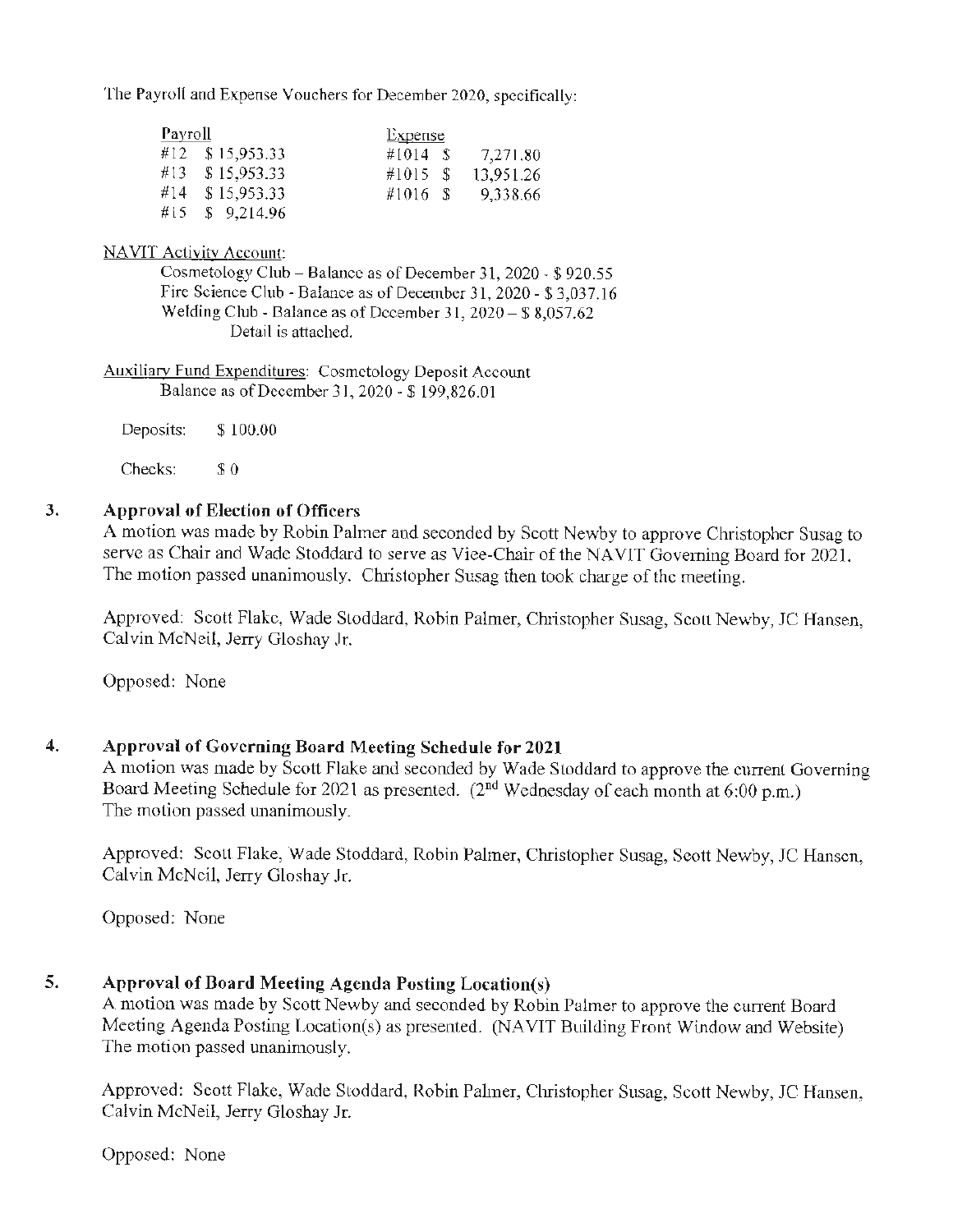The Payroll and Expense Vouchers for December 2020, specifically:

| Payroll | | Expense | |
|---|---|---|---|
| #12 | $ 15,953.33 | #1014 | $ 7,271.80 |
| #13 | $ 15,953.33 | #1015 | $ 13,951.26 |
| #14 | $ 15,953.33 | #1016 | $ 9,338.66 |
| #15 | $ 9,214.96 | | |

NAVIT Activity Account:

Cosmetology Club – Balance as of December 31, 2020 - $ 920.55
Fire Science Club - Balance as of December 31, 2020 - $ 3,037.16
Welding Club - Balance as of December 31, 2020 – $ 8,057.62
Detail is attached.

Auxiliary Fund Expenditures: Cosmetology Deposit Account
Balance as of December 31, 2020 - $ 199,826.01

Deposits: $ 100.00

Checks: $ 0

## 3. Approval of Election of Officers

A motion was made by Robin Palmer and seconded by Scott Newby to approve Christopher Susag to serve as Chair and Wade Stoddard to serve as Vice-Chair of the NAVIT Governing Board for 2021. The motion passed unanimously. Christopher Susag then took charge of the meeting.

Approved: Scott Flake, Wade Stoddard, Robin Palmer, Christopher Susag, Scott Newby, JC Hansen, Calvin McNeil, Jerry Gloshay Jr.

Opposed: None

## 4. Approval of Governing Board Meeting Schedule for 2021

A motion was made by Scott Flake and seconded by Wade Stoddard to approve the current Governing Board Meeting Schedule for 2021 as presented. (2nd Wednesday of each month at 6:00 p.m.) The motion passed unanimously.

Approved: Scott Flake, Wade Stoddard, Robin Palmer, Christopher Susag, Scott Newby, JC Hansen, Calvin McNeil, Jerry Gloshay Jr.

Opposed: None

## 5. Approval of Board Meeting Agenda Posting Location(s)

A motion was made by Scott Newby and seconded by Robin Palmer to approve the current Board Meeting Agenda Posting Location(s) as presented. (NAVIT Building Front Window and Website) The motion passed unanimously.

Approved: Scott Flake, Wade Stoddard, Robin Palmer, Christopher Susag, Scott Newby, JC Hansen, Calvin McNeil, Jerry Gloshay Jr.

Opposed: None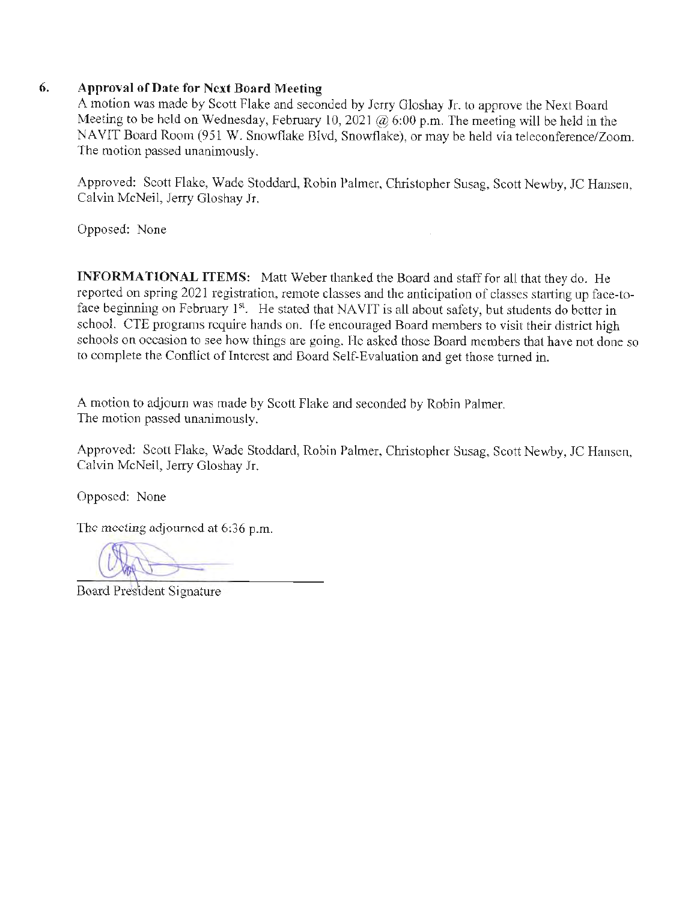**6. Approval of Date for Next Board Meeting**

A motion was made by Scott Flake and seconded by Jerry Gloshay Jr. to approve the Next Board Meeting to be held on Wednesday, February 10, 2021 @ 6:00 p.m. The meeting will be held in the NAVIT Board Room (951 W. Snowflake Blvd, Snowflake), or may be held via teleconference/Zoom. The motion passed unanimously.

Approved: Scott Flake, Wade Stoddard, Robin Palmer, Christopher Susag, Scott Newby, JC Hansen, Calvin McNeil, Jerry Gloshay Jr.

Opposed: None

**INFORMATIONAL ITEMS:** Matt Weber thanked the Board and staff for all that they do. He reported on spring 2021 registration, remote classes and the anticipation of classes starting up face-to-face beginning on February 1st. He stated that NAVIT is all about safety, but students do better in school. CTE programs require hands on. He encouraged Board members to visit their district high schools on occasion to see how things are going. He asked those Board members that have not done so to complete the Conflict of Interest and Board Self-Evaluation and get those turned in.

A motion to adjourn was made by Scott Flake and seconded by Robin Palmer.
The motion passed unanimously.

Approved: Scott Flake, Wade Stoddard, Robin Palmer, Christopher Susag, Scott Newby, JC Hansen, Calvin McNeil, Jerry Gloshay Jr.

Opposed: None

The meeting adjourned at 6:36 p.m.

Board President Signature